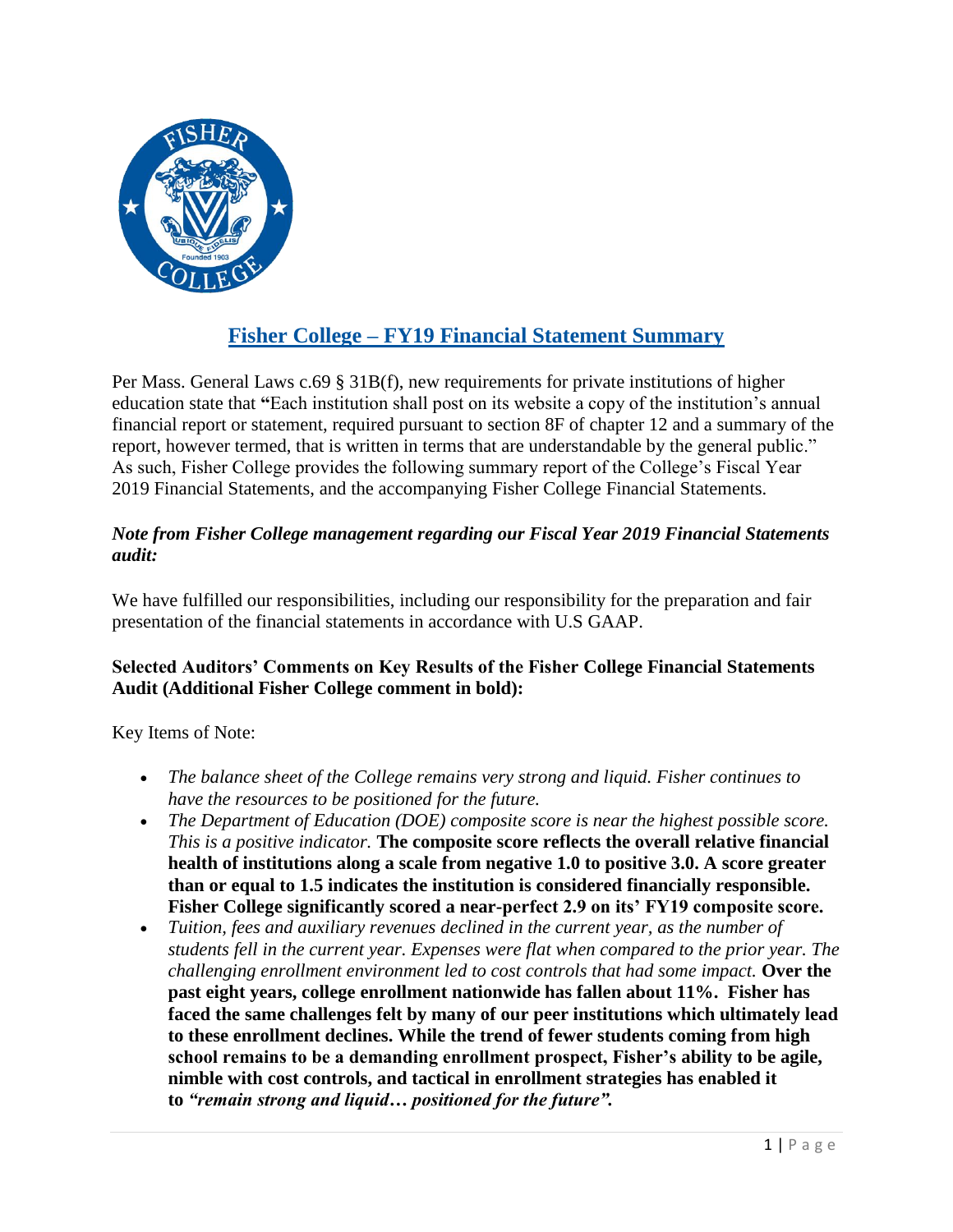# [Fisher College – FY19 Financial Statement Summary]

Per Mass. General Laws c.69 § 31B(f), new requirements for private institutions of higher education state that **"**Each institution shall post on its website a copy of the institution's annual financial report or statement, required pursuant to section 8F of chapter 12 and a summary of the report, however termed, that is written in terms that are understandable by the general public." As such, Fisher College provides the following summary report of the College's Fiscal Year 2019 Financial Statements, and the accompanying Fisher College Financial Statements.

***Note from Fisher College management regarding our Fiscal Year 2019 Financial Statements audit:***

We have fulfilled our responsibilities, including our responsibility for the preparation and fair presentation of the financial statements in accordance with U.S GAAP.

**Selected Auditors' Comments on Key Results of the Fisher College Financial Statements Audit (Additional Fisher College comment in bold):**

Key Items of Note:

- *The balance sheet of the College remains very strong and liquid. Fisher continues to have the resources to be positioned for the future.*
- *The Department of Education (DOE) composite score is near the highest possible score. This is a positive indicator.* **The composite score reflects the overall relative financial health of institutions along a scale from negative 1.0 to positive 3.0. A score greater than or equal to 1.5 indicates the institution is considered financially responsible. Fisher College significantly scored a near-perfect 2.9 on its' FY19 composite score.**
- *Tuition, fees and auxiliary revenues declined in the current year, as the number of students fell in the current year. Expenses were flat when compared to the prior year. The challenging enrollment environment led to cost controls that had some impact.* **Over the past eight years, college enrollment nationwide has fallen about 11%. Fisher has faced the same challenges felt by many of our peer institutions which ultimately lead to these enrollment declines. While the trend of fewer students coming from high school remains to be a demanding enrollment prospect, Fisher's ability to be agile, nimble with cost controls, and tactical in enrollment strategies has enabled it to *"remain strong and liquid… positioned for the future".***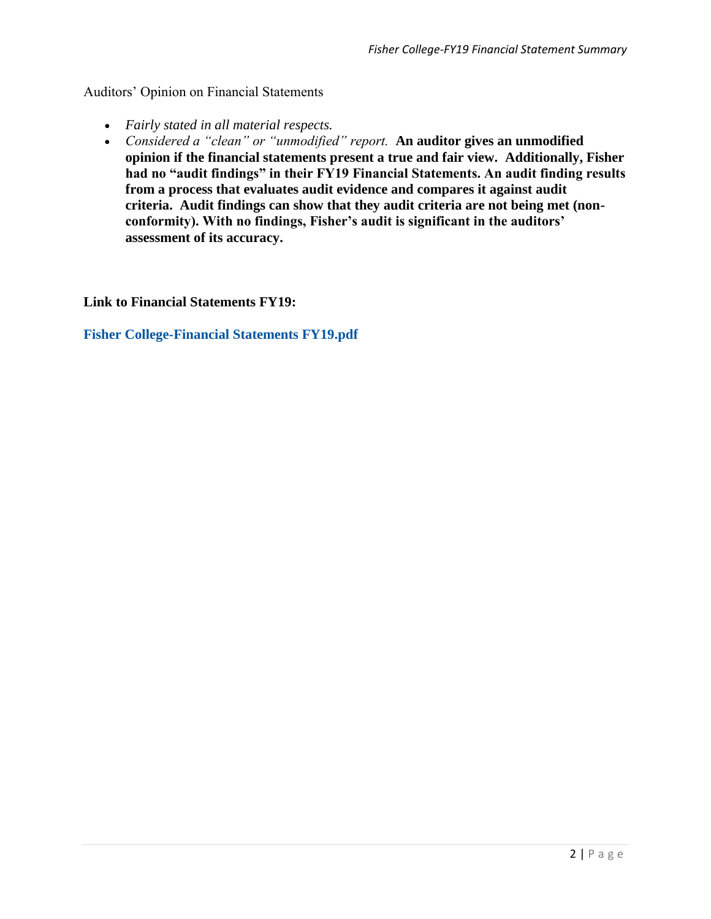Auditors' Opinion on Financial Statements

- *Fairly stated in all material respects.*
- *Considered a "clean" or "unmodified" report.* **An auditor gives an unmodified opinion if the financial statements present a true and fair view. Additionally, Fisher had no "audit findings" in their FY19 Financial Statements. An audit finding results from a process that evaluates audit evidence and compares it against audit criteria. Audit findings can show that they audit criteria are not being met (non-conformity). With no findings, Fisher's audit is significant in the auditors' assessment of its accuracy.**

**Link to Financial Statements FY19:**

**Fisher College-Financial Statements FY19.pdf**